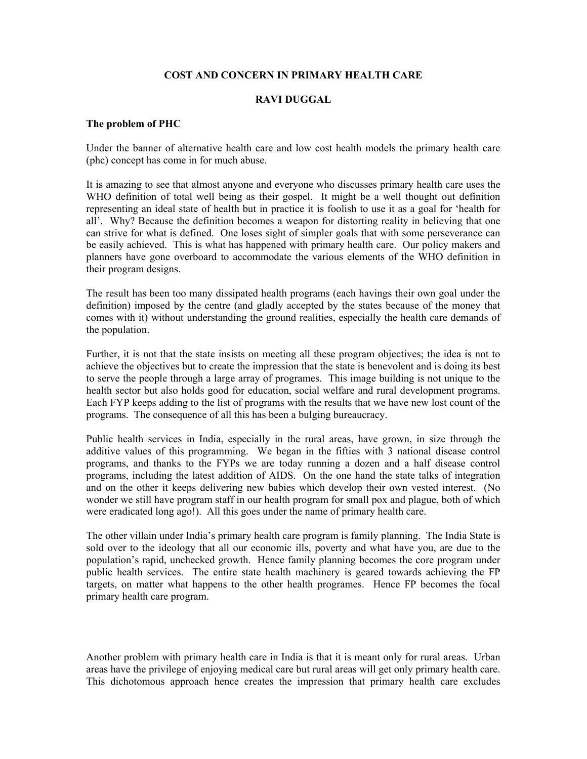**COST AND CONCERN IN PRIMARY HEALTH CARE**

**RAVI DUGGAL**

**The problem of PHC**

Under the banner of alternative health care and low cost health models the primary health care (phc) concept has come in for much abuse.

It is amazing to see that almost anyone and everyone who discusses primary health care uses the WHO definition of total well being as their gospel. It might be a well thought out definition representing an ideal state of health but in practice it is foolish to use it as a goal for 'health for all'. Why? Because the definition becomes a weapon for distorting reality in believing that one can strive for what is defined. One loses sight of simpler goals that with some perseverance can be easily achieved. This is what has happened with primary health care. Our policy makers and planners have gone overboard to accommodate the various elements of the WHO definition in their program designs.

The result has been too many dissipated health programs (each havings their own goal under the definition) imposed by the centre (and gladly accepted by the states because of the money that comes with it) without understanding the ground realities, especially the health care demands of the population.

Further, it is not that the state insists on meeting all these program objectives; the idea is not to achieve the objectives but to create the impression that the state is benevolent and is doing its best to serve the people through a large array of programes. This image building is not unique to the health sector but also holds good for education, social welfare and rural development programs. Each FYP keeps adding to the list of programs with the results that we have new lost count of the programs. The consequence of all this has been a bulging bureaucracy.

Public health services in India, especially in the rural areas, have grown, in size through the additive values of this programming. We began in the fifties with 3 national disease control programs, and thanks to the FYPs we are today running a dozen and a half disease control programs, including the latest addition of AIDS. On the one hand the state talks of integration and on the other it keeps delivering new babies which develop their own vested interest. (No wonder we still have program staff in our health program for small pox and plague, both of which were eradicated long ago!). All this goes under the name of primary health care.

The other villain under India's primary health care program is family planning. The India State is sold over to the ideology that all our economic ills, poverty and what have you, are due to the population's rapid, unchecked growth. Hence family planning becomes the core program under public health services. The entire state health machinery is geared towards achieving the FP targets, on matter what happens to the other health programes. Hence FP becomes the focal primary health care program.

Another problem with primary health care in India is that it is meant only for rural areas. Urban areas have the privilege of enjoying medical care but rural areas will get only primary health care. This dichotomous approach hence creates the impression that primary health care excludes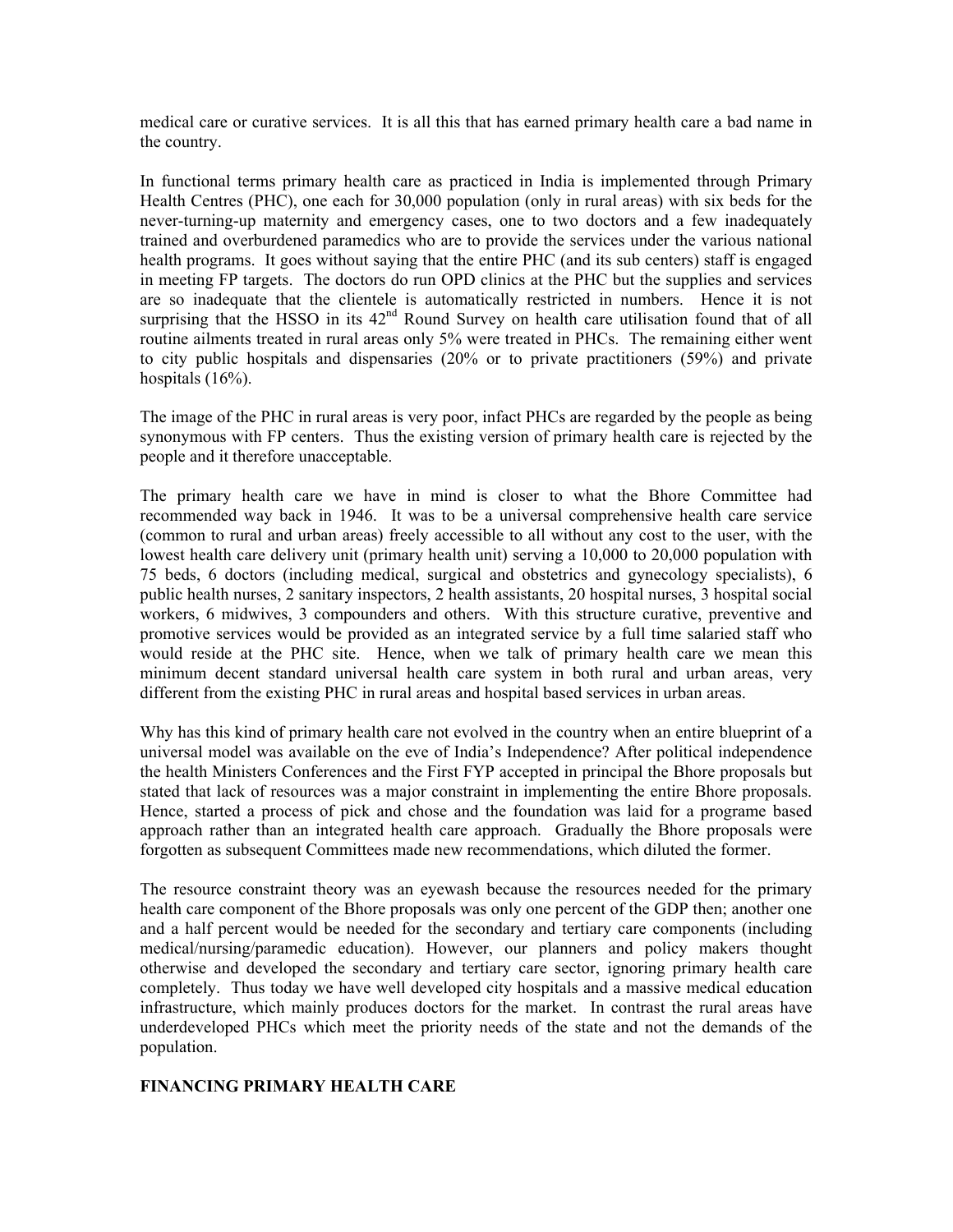medical care or curative services. It is all this that has earned primary health care a bad name in the country.

In functional terms primary health care as practiced in India is implemented through Primary Health Centres (PHC), one each for 30,000 population (only in rural areas) with six beds for the never-turning-up maternity and emergency cases, one to two doctors and a few inadequately trained and overburdened paramedics who are to provide the services under the various national health programs. It goes without saying that the entire PHC (and its sub centers) staff is engaged in meeting FP targets. The doctors do run OPD clinics at the PHC but the supplies and services are so inadequate that the clientele is automatically restricted in numbers. Hence it is not surprising that the HSSO in its 42nd Round Survey on health care utilisation found that of all routine ailments treated in rural areas only 5% were treated in PHCs. The remaining either went to city public hospitals and dispensaries (20% or to private practitioners (59%) and private hospitals (16%).

The image of the PHC in rural areas is very poor, infact PHCs are regarded by the people as being synonymous with FP centers. Thus the existing version of primary health care is rejected by the people and it therefore unacceptable.

The primary health care we have in mind is closer to what the Bhore Committee had recommended way back in 1946. It was to be a universal comprehensive health care service (common to rural and urban areas) freely accessible to all without any cost to the user, with the lowest health care delivery unit (primary health unit) serving a 10,000 to 20,000 population with 75 beds, 6 doctors (including medical, surgical and obstetrics and gynecology specialists), 6 public health nurses, 2 sanitary inspectors, 2 health assistants, 20 hospital nurses, 3 hospital social workers, 6 midwives, 3 compounders and others. With this structure curative, preventive and promotive services would be provided as an integrated service by a full time salaried staff who would reside at the PHC site. Hence, when we talk of primary health care we mean this minimum decent standard universal health care system in both rural and urban areas, very different from the existing PHC in rural areas and hospital based services in urban areas.

Why has this kind of primary health care not evolved in the country when an entire blueprint of a universal model was available on the eve of India's Independence? After political independence the health Ministers Conferences and the First FYP accepted in principal the Bhore proposals but stated that lack of resources was a major constraint in implementing the entire Bhore proposals. Hence, started a process of pick and chose and the foundation was laid for a programe based approach rather than an integrated health care approach. Gradually the Bhore proposals were forgotten as subsequent Committees made new recommendations, which diluted the former.

The resource constraint theory was an eyewash because the resources needed for the primary health care component of the Bhore proposals was only one percent of the GDP then; another one and a half percent would be needed for the secondary and tertiary care components (including medical/nursing/paramedic education). However, our planners and policy makers thought otherwise and developed the secondary and tertiary care sector, ignoring primary health care completely. Thus today we have well developed city hospitals and a massive medical education infrastructure, which mainly produces doctors for the market. In contrast the rural areas have underdeveloped PHCs which meet the priority needs of the state and not the demands of the population.

## FINANCING PRIMARY HEALTH CARE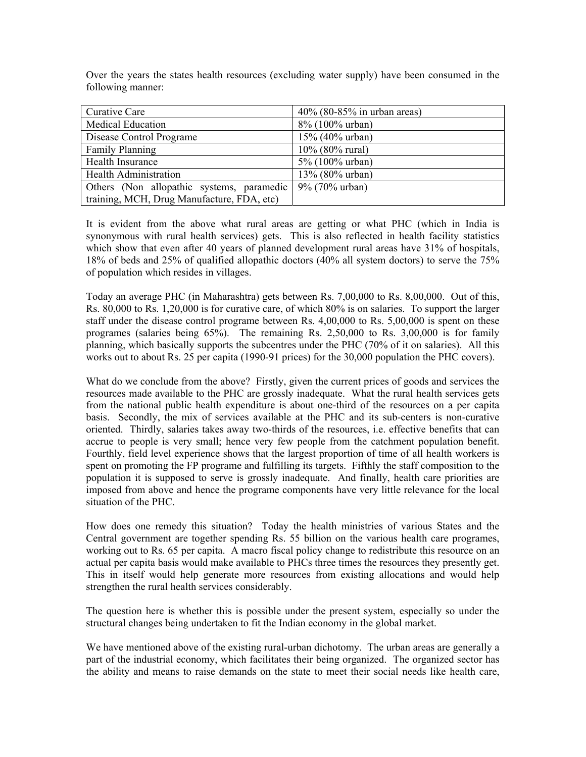Over the years the states health resources (excluding water supply) have been consumed in the following manner:

| Curative Care | 40% (80-85% in urban areas) |
|---|---|
| Medical Education | 8% (100% urban) |
| Disease Control Programe | 15% (40% urban) |
| Family Planning | 10% (80% rural) |
| Health Insurance | 5% (100% urban) |
| Health Administration | 13% (80% urban) |
| Others (Non allopathic systems, paramedic training, MCH, Drug Manufacture, FDA, etc) | 9% (70% urban) |

It is evident from the above what rural areas are getting or what PHC (which in India is synonymous with rural health services) gets. This is also reflected in health facility statistics which show that even after 40 years of planned development rural areas have 31% of hospitals, 18% of beds and 25% of qualified allopathic doctors (40% all system doctors) to serve the 75% of population which resides in villages.

Today an average PHC (in Maharashtra) gets between Rs. 7,00,000 to Rs. 8,00,000. Out of this, Rs. 80,000 to Rs. 1,20,000 is for curative care, of which 80% is on salaries. To support the larger staff under the disease control programe between Rs. 4,00,000 to Rs. 5,00,000 is spent on these programes (salaries being 65%). The remaining Rs. 2,50,000 to Rs. 3,00,000 is for family planning, which basically supports the subcentres under the PHC (70% of it on salaries). All this works out to about Rs. 25 per capita (1990-91 prices) for the 30,000 population the PHC covers).

What do we conclude from the above? Firstly, given the current prices of goods and services the resources made available to the PHC are grossly inadequate. What the rural health services gets from the national public health expenditure is about one-third of the resources on a per capita basis. Secondly, the mix of services available at the PHC and its sub-centers is non-curative oriented. Thirdly, salaries takes away two-thirds of the resources, i.e. effective benefits that can accrue to people is very small; hence very few people from the catchment population benefit. Fourthly, field level experience shows that the largest proportion of time of all health workers is spent on promoting the FP programe and fulfilling its targets. Fifthly the staff composition to the population it is supposed to serve is grossly inadequate. And finally, health care priorities are imposed from above and hence the programe components have very little relevance for the local situation of the PHC.

How does one remedy this situation? Today the health ministries of various States and the Central government are together spending Rs. 55 billion on the various health care programes, working out to Rs. 65 per capita. A macro fiscal policy change to redistribute this resource on an actual per capita basis would make available to PHCs three times the resources they presently get. This in itself would help generate more resources from existing allocations and would help strengthen the rural health services considerably.

The question here is whether this is possible under the present system, especially so under the structural changes being undertaken to fit the Indian economy in the global market.

We have mentioned above of the existing rural-urban dichotomy. The urban areas are generally a part of the industrial economy, which facilitates their being organized. The organized sector has the ability and means to raise demands on the state to meet their social needs like health care,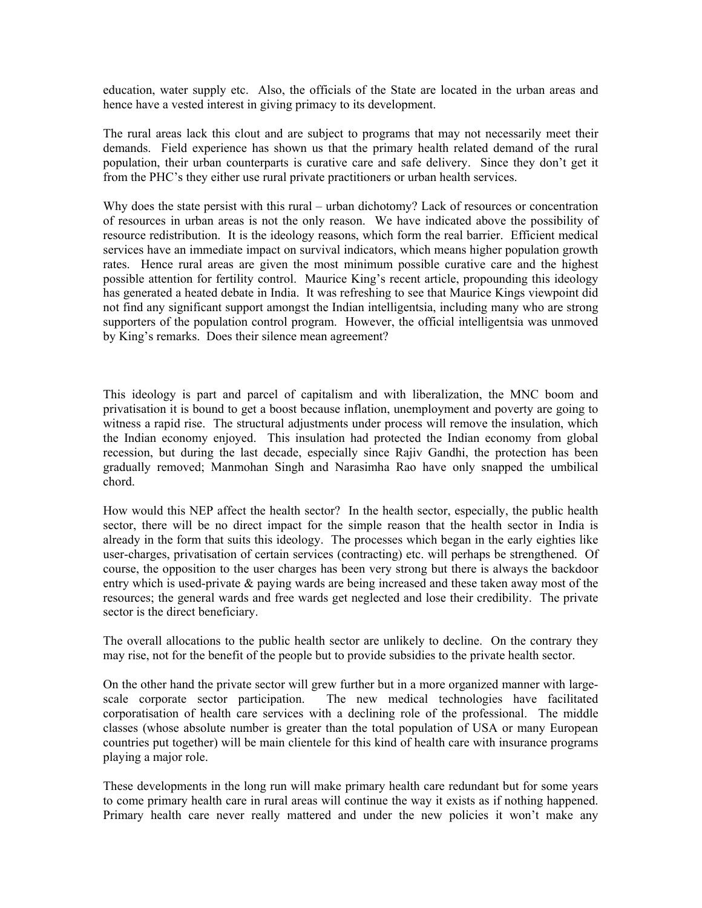education, water supply etc. Also, the officials of the State are located in the urban areas and hence have a vested interest in giving primacy to its development.

The rural areas lack this clout and are subject to programs that may not necessarily meet their demands. Field experience has shown us that the primary health related demand of the rural population, their urban counterparts is curative care and safe delivery. Since they don't get it from the PHC's they either use rural private practitioners or urban health services.

Why does the state persist with this rural – urban dichotomy? Lack of resources or concentration of resources in urban areas is not the only reason. We have indicated above the possibility of resource redistribution. It is the ideology reasons, which form the real barrier. Efficient medical services have an immediate impact on survival indicators, which means higher population growth rates. Hence rural areas are given the most minimum possible curative care and the highest possible attention for fertility control. Maurice King's recent article, propounding this ideology has generated a heated debate in India. It was refreshing to see that Maurice Kings viewpoint did not find any significant support amongst the Indian intelligentsia, including many who are strong supporters of the population control program. However, the official intelligentsia was unmoved by King's remarks. Does their silence mean agreement?

This ideology is part and parcel of capitalism and with liberalization, the MNC boom and privatisation it is bound to get a boost because inflation, unemployment and poverty are going to witness a rapid rise. The structural adjustments under process will remove the insulation, which the Indian economy enjoyed. This insulation had protected the Indian economy from global recession, but during the last decade, especially since Rajiv Gandhi, the protection has been gradually removed; Manmohan Singh and Narasimha Rao have only snapped the umbilical chord.

How would this NEP affect the health sector? In the health sector, especially, the public health sector, there will be no direct impact for the simple reason that the health sector in India is already in the form that suits this ideology. The processes which began in the early eighties like user-charges, privatisation of certain services (contracting) etc. will perhaps be strengthened. Of course, the opposition to the user charges has been very strong but there is always the backdoor entry which is used-private & paying wards are being increased and these taken away most of the resources; the general wards and free wards get neglected and lose their credibility. The private sector is the direct beneficiary.

The overall allocations to the public health sector are unlikely to decline. On the contrary they may rise, not for the benefit of the people but to provide subsidies to the private health sector.

On the other hand the private sector will grew further but in a more organized manner with large-scale corporate sector participation. The new medical technologies have facilitated corporatisation of health care services with a declining role of the professional. The middle classes (whose absolute number is greater than the total population of USA or many European countries put together) will be main clientele for this kind of health care with insurance programs playing a major role.

These developments in the long run will make primary health care redundant but for some years to come primary health care in rural areas will continue the way it exists as if nothing happened. Primary health care never really mattered and under the new policies it won't make any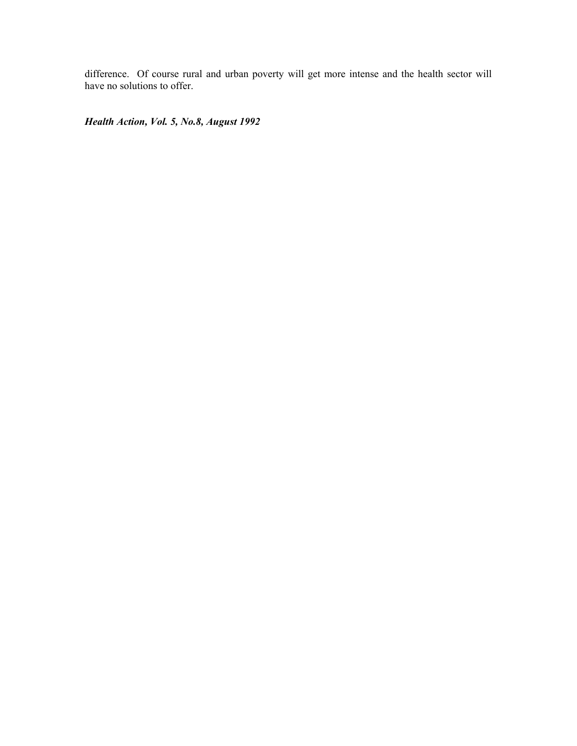difference. Of course rural and urban poverty will get more intense and the health sector will have no solutions to offer.

***Health Action, Vol. 5, No.8, August 1992***